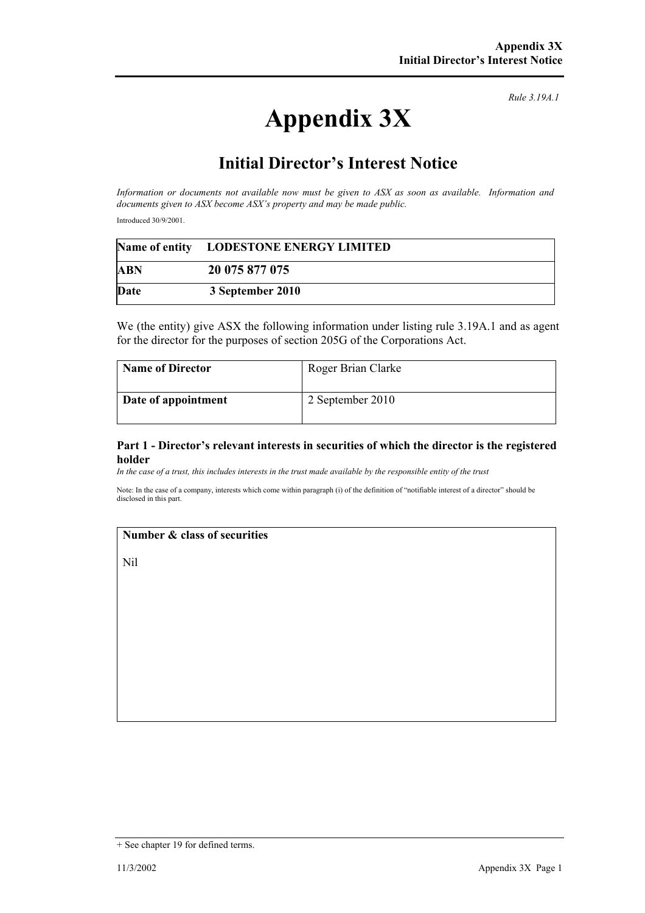*Rule 3.19A.1*

# Appendix 3X

## Initial Director's Interest Notice

*Information or documents not available now must be given to ASX as soon as available. Information and documents given to ASX become ASX's property and may be made public.*

Introduced 30/9/2001.

| Name of entity | LODESTONE ENERGY LIMITED |
|---|---|
| **ABN** | **20 075 877 075** |
| **Date** | **3 September 2010** |

We (the entity) give ASX the following information under listing rule 3.19A.1 and as agent for the director for the purposes of section 205G of the Corporations Act.

| Name of Director | Roger Brian Clarke |
|---|---|
| **Date of appointment** | 2 September 2010 |

### Part 1 - Director's relevant interests in securities of which the director is the registered holder

*In the case of a trust, this includes interests in the trust made available by the responsible entity of the trust*

Note: In the case of a company, interests which come within paragraph (i) of the definition of "notifiable interest of a director" should be disclosed in this part.

| Number & class of securities |
|---|
| Nil |

+ See chapter 19 for defined terms.

11/3/2002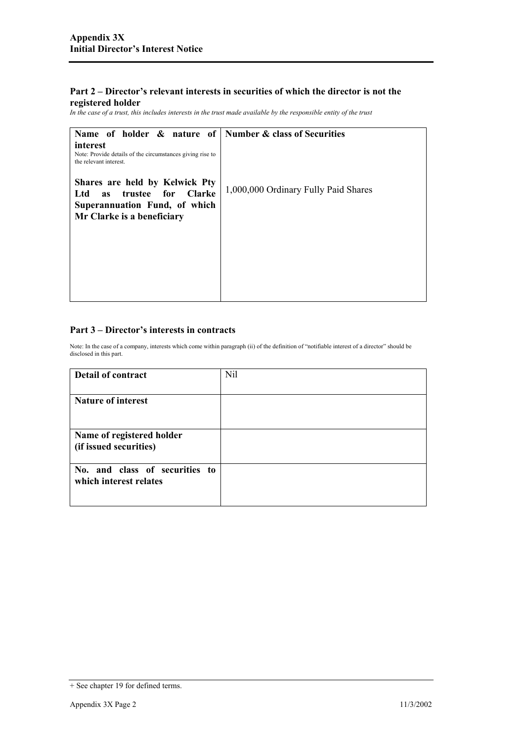## Part 2 – Director's relevant interests in securities of which the director is not the registered holder

*In the case of a trust, this includes interests in the trust made available by the responsible entity of the trust*

| **Name of holder & nature of interest**<br>Note: Provide details of the circumstances giving rise to the relevant interest. | **Number & class of Securities** |
|---|---|
| **Shares are held by Kelwick Pty Ltd as trustee for Clarke Superannuation Fund, of which Mr Clarke is a beneficiary** | 1,000,000 Ordinary Fully Paid Shares |

## Part 3 – Director's interests in contracts

Note: In the case of a company, interests which come within paragraph (ii) of the definition of "notifiable interest of a director" should be disclosed in this part.

| | |
|---|---|
| **Detail of contract** | Nil |
| **Nature of interest** | |
| **Name of registered holder (if issued securities)** | |
| **No. and class of securities to which interest relates** | |

+ See chapter 19 for defined terms.